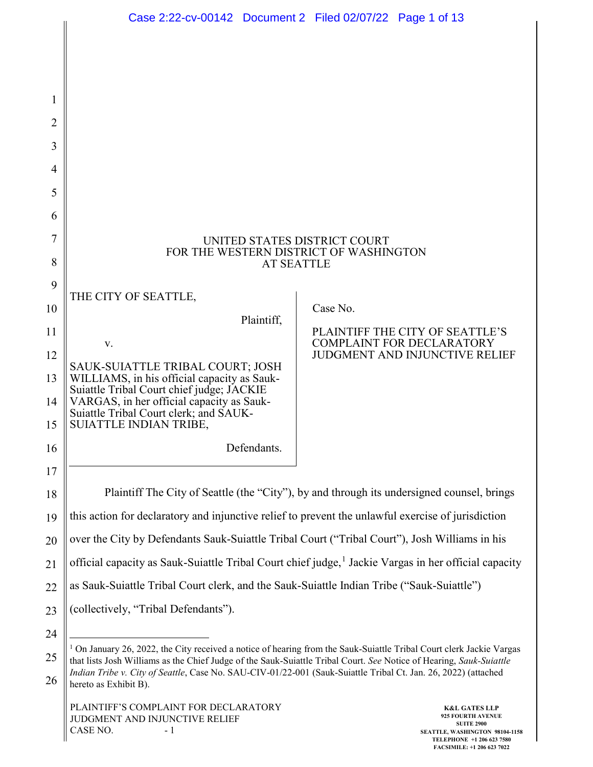UNITED STATES DISTRICT COURT
FOR THE WESTERN DISTRICT OF WASHINGTON
AT SEATTLE

THE CITY OF SEATTLE,

Plaintiff,

v.

SAUK-SUIATTLE TRIBAL COURT; JOSH WILLIAMS, in his official capacity as Sauk-Suiattle Tribal Court chief judge; JACKIE VARGAS, in her official capacity as Sauk-Suiattle Tribal Court clerk; and SAUK-SUIATTLE INDIAN TRIBE,

Defendants.

Case No.

PLAINTIFF THE CITY OF SEATTLE'S COMPLAINT FOR DECLARATORY JUDGMENT AND INJUNCTIVE RELIEF

Plaintiff The City of Seattle (the "City"), by and through its undersigned counsel, brings this action for declaratory and injunctive relief to prevent the unlawful exercise of jurisdiction over the City by Defendants Sauk-Suiattle Tribal Court ("Tribal Court"), Josh Williams in his official capacity as Sauk-Suiattle Tribal Court chief judge,[1] Jackie Vargas in her official capacity as Sauk-Suiattle Tribal Court clerk, and the Sauk-Suiattle Indian Tribe ("Sauk-Suiattle") (collectively, "Tribal Defendants").

[1] On January 26, 2022, the City received a notice of hearing from the Sauk-Suiattle Tribal Court clerk Jackie Vargas that lists Josh Williams as the Chief Judge of the Sauk-Suiattle Tribal Court. *See* Notice of Hearing, *Sauk-Suiattle Indian Tribe v. City of Seattle*, Case No. SAU-CIV-01/22-001 (Sauk-Suiattle Tribal Ct. Jan. 26, 2022) (attached hereto as Exhibit B).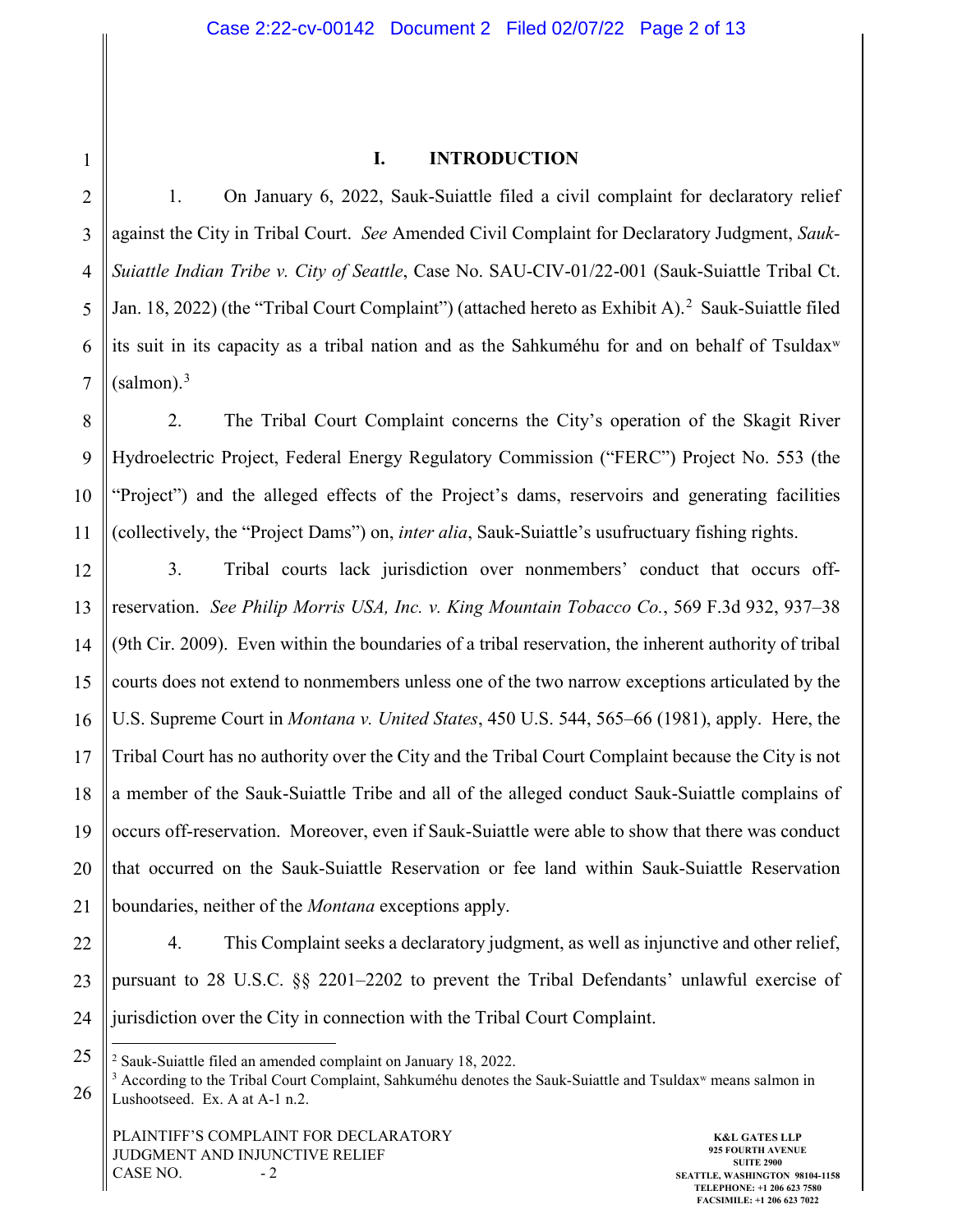## I. INTRODUCTION

1. On January 6, 2022, Sauk-Suiattle filed a civil complaint for declaratory relief against the City in Tribal Court. *See* Amended Civil Complaint for Declaratory Judgment, *Sauk-Suiattle Indian Tribe v. City of Seattle*, Case No. SAU-CIV-01/22-001 (Sauk-Suiattle Tribal Ct. Jan. 18, 2022) (the "Tribal Court Complaint") (attached hereto as Exhibit A).[2] Sauk-Suiattle filed its suit in its capacity as a tribal nation and as the Sahkuméhu for and on behalf of Tsuldaxʷ (salmon).[3]

2. The Tribal Court Complaint concerns the City's operation of the Skagit River Hydroelectric Project, Federal Energy Regulatory Commission ("FERC") Project No. 553 (the "Project") and the alleged effects of the Project's dams, reservoirs and generating facilities (collectively, the "Project Dams") on, *inter alia*, Sauk-Suiattle's usufructuary fishing rights.

3. Tribal courts lack jurisdiction over nonmembers' conduct that occurs off-reservation. *See Philip Morris USA, Inc. v. King Mountain Tobacco Co.*, 569 F.3d 932, 937–38 (9th Cir. 2009). Even within the boundaries of a tribal reservation, the inherent authority of tribal courts does not extend to nonmembers unless one of the two narrow exceptions articulated by the U.S. Supreme Court in *Montana v. United States*, 450 U.S. 544, 565–66 (1981), apply. Here, the Tribal Court has no authority over the City and the Tribal Court Complaint because the City is not a member of the Sauk-Suiattle Tribe and all of the alleged conduct Sauk-Suiattle complains of occurs off-reservation. Moreover, even if Sauk-Suiattle were able to show that there was conduct that occurred on the Sauk-Suiattle Reservation or fee land within Sauk-Suiattle Reservation boundaries, neither of the *Montana* exceptions apply.

4. This Complaint seeks a declaratory judgment, as well as injunctive and other relief, pursuant to 28 U.S.C. §§ 2201–2202 to prevent the Tribal Defendants' unlawful exercise of jurisdiction over the City in connection with the Tribal Court Complaint.

---

[2] Sauk-Suiattle filed an amended complaint on January 18, 2022.

[3] According to the Tribal Court Complaint, Sahkuméhu denotes the Sauk-Suiattle and Tsuldaxʷ means salmon in Lushootseed. Ex. A at A-1 n.2.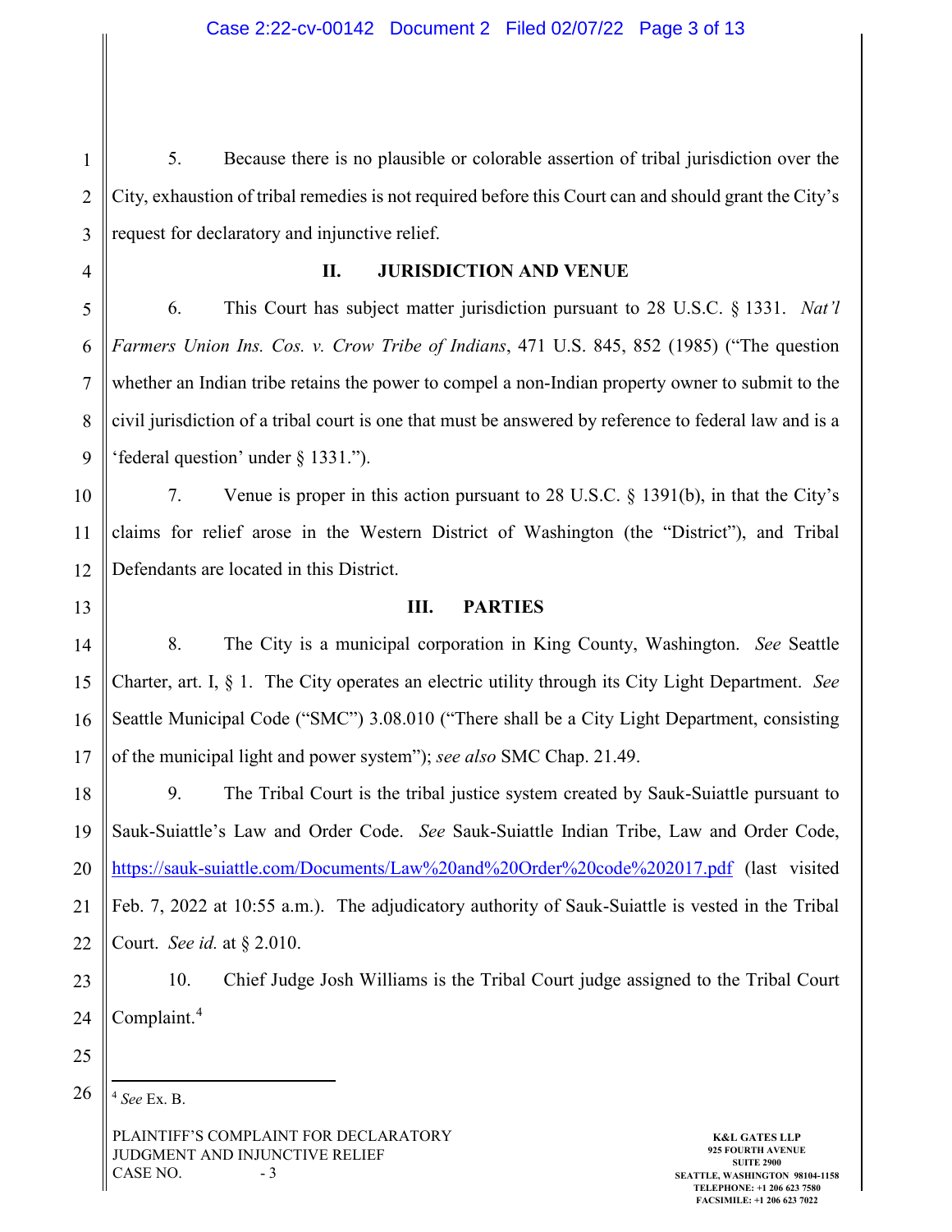5. Because there is no plausible or colorable assertion of tribal jurisdiction over the City, exhaustion of tribal remedies is not required before this Court can and should grant the City's request for declaratory and injunctive relief.

## II. JURISDICTION AND VENUE

6. This Court has subject matter jurisdiction pursuant to 28 U.S.C. § 1331. *Nat'l Farmers Union Ins. Cos. v. Crow Tribe of Indians*, 471 U.S. 845, 852 (1985) ("The question whether an Indian tribe retains the power to compel a non-Indian property owner to submit to the civil jurisdiction of a tribal court is one that must be answered by reference to federal law and is a 'federal question' under § 1331.").

7. Venue is proper in this action pursuant to 28 U.S.C. § 1391(b), in that the City's claims for relief arose in the Western District of Washington (the "District"), and Tribal Defendants are located in this District.

## III. PARTIES

8. The City is a municipal corporation in King County, Washington. *See* Seattle Charter, art. I, § 1. The City operates an electric utility through its City Light Department. *See* Seattle Municipal Code ("SMC") 3.08.010 ("There shall be a City Light Department, consisting of the municipal light and power system"); *see also* SMC Chap. 21.49.

9. The Tribal Court is the tribal justice system created by Sauk-Suiattle pursuant to Sauk-Suiattle's Law and Order Code. *See* Sauk-Suiattle Indian Tribe, Law and Order Code, https://sauk-suiattle.com/Documents/Law%20and%20Order%20code%202017.pdf (last visited Feb. 7, 2022 at 10:55 a.m.). The adjudicatory authority of Sauk-Suiattle is vested in the Tribal Court. *See id.* at § 2.010.

10. Chief Judge Josh Williams is the Tribal Court judge assigned to the Tribal Court Complaint.[4]

[4] *See* Ex. B.

PLAINTIFF'S COMPLAINT FOR DECLARATORY JUDGMENT AND INJUNCTIVE RELIEF
CASE NO.

K&L GATES LLP
925 FOURTH AVENUE
SUITE 2900
SEATTLE, WASHINGTON 98104-1158
TELEPHONE: +1 206 623 7580
FACSIMILE: +1 206 623 7022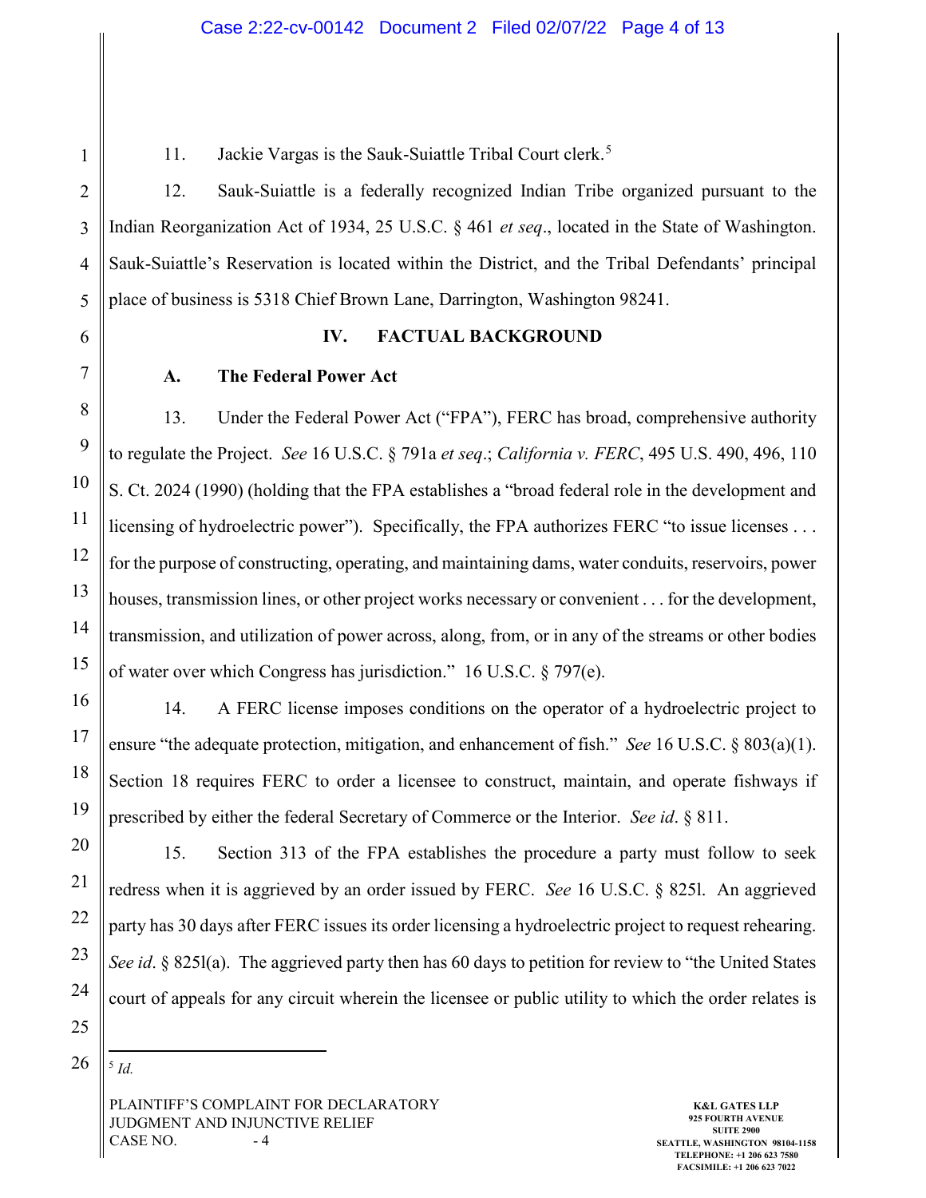11. Jackie Vargas is the Sauk-Suiattle Tribal Court clerk.[5]

12. Sauk-Suiattle is a federally recognized Indian Tribe organized pursuant to the Indian Reorganization Act of 1934, 25 U.S.C. § 461 *et seq*., located in the State of Washington. Sauk-Suiattle's Reservation is located within the District, and the Tribal Defendants' principal place of business is 5318 Chief Brown Lane, Darrington, Washington 98241.

## IV. FACTUAL BACKGROUND

### A. The Federal Power Act

13. Under the Federal Power Act ("FPA"), FERC has broad, comprehensive authority to regulate the Project. *See* 16 U.S.C. § 791a *et seq*.; *California v. FERC*, 495 U.S. 490, 496, 110 S. Ct. 2024 (1990) (holding that the FPA establishes a "broad federal role in the development and licensing of hydroelectric power"). Specifically, the FPA authorizes FERC "to issue licenses . . . for the purpose of constructing, operating, and maintaining dams, water conduits, reservoirs, power houses, transmission lines, or other project works necessary or convenient . . . for the development, transmission, and utilization of power across, along, from, or in any of the streams or other bodies of water over which Congress has jurisdiction." 16 U.S.C. § 797(e).

14. A FERC license imposes conditions on the operator of a hydroelectric project to ensure "the adequate protection, mitigation, and enhancement of fish." *See* 16 U.S.C. § 803(a)(1). Section 18 requires FERC to order a licensee to construct, maintain, and operate fishways if prescribed by either the federal Secretary of Commerce or the Interior. *See id*. § 811.

15. Section 313 of the FPA establishes the procedure a party must follow to seek redress when it is aggrieved by an order issued by FERC. *See* 16 U.S.C. § 825l. An aggrieved party has 30 days after FERC issues its order licensing a hydroelectric project to request rehearing. *See id*. § 825l(a). The aggrieved party then has 60 days to petition for review to "the United States court of appeals for any circuit wherein the licensee or public utility to which the order relates is

---

[5] *Id.*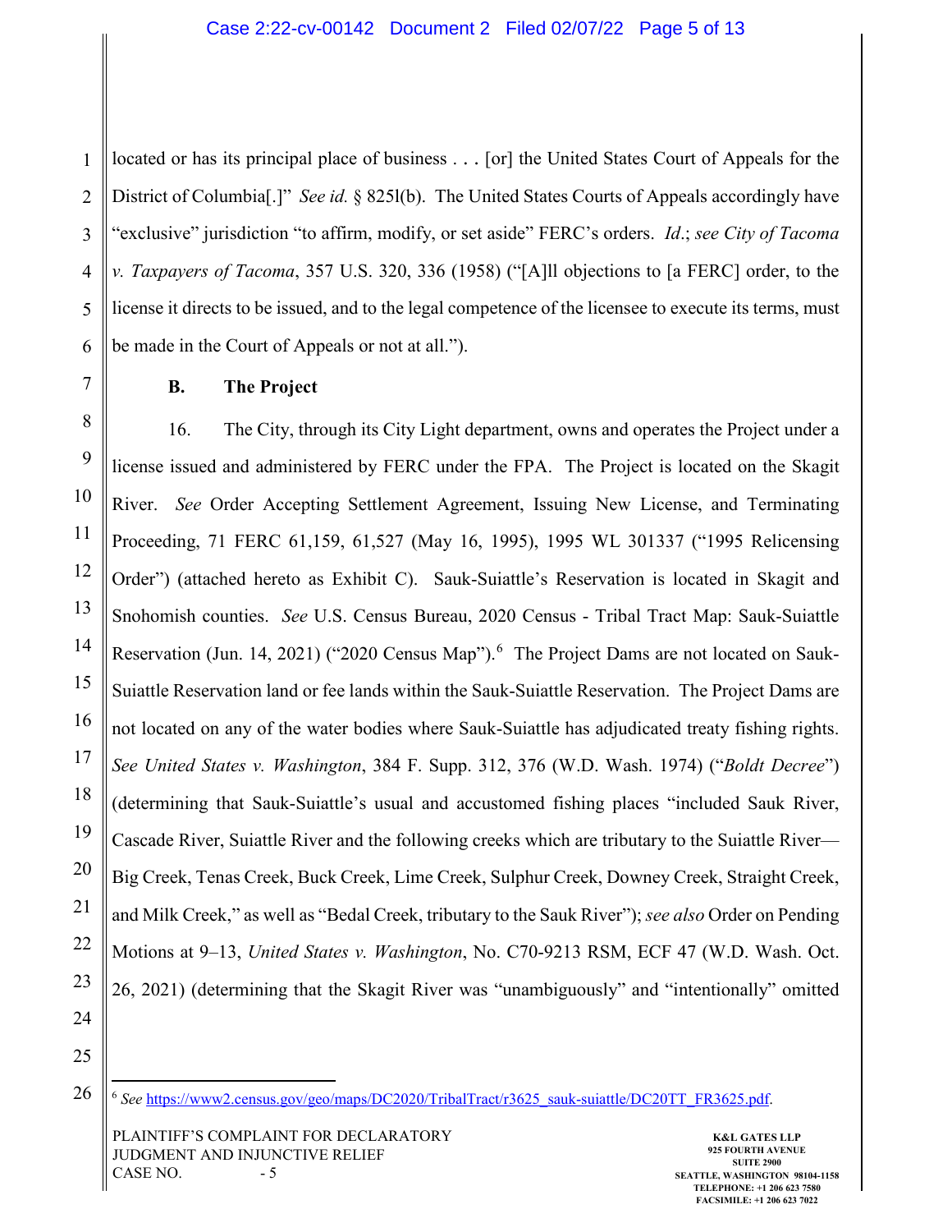located or has its principal place of business . . . [or] the United States Court of Appeals for the District of Columbia[.]" *See id.* § 825l(b). The United States Courts of Appeals accordingly have "exclusive" jurisdiction "to affirm, modify, or set aside" FERC's orders. *Id.*; *see City of Tacoma v. Taxpayers of Tacoma*, 357 U.S. 320, 336 (1958) ("[A]ll objections to [a FERC] order, to the license it directs to be issued, and to the legal competence of the licensee to execute its terms, must be made in the Court of Appeals or not at all.").

### B. The Project

16. The City, through its City Light department, owns and operates the Project under a license issued and administered by FERC under the FPA. The Project is located on the Skagit River. *See* Order Accepting Settlement Agreement, Issuing New License, and Terminating Proceeding, 71 FERC 61,159, 61,527 (May 16, 1995), 1995 WL 301337 ("1995 Relicensing Order") (attached hereto as Exhibit C). Sauk-Suiattle's Reservation is located in Skagit and Snohomish counties. *See* U.S. Census Bureau, 2020 Census - Tribal Tract Map: Sauk-Suiattle Reservation (Jun. 14, 2021) ("2020 Census Map").[6] The Project Dams are not located on Sauk-Suiattle Reservation land or fee lands within the Sauk-Suiattle Reservation. The Project Dams are not located on any of the water bodies where Sauk-Suiattle has adjudicated treaty fishing rights. *See United States v. Washington*, 384 F. Supp. 312, 376 (W.D. Wash. 1974) ("*Boldt Decree*") (determining that Sauk-Suiattle's usual and accustomed fishing places "included Sauk River, Cascade River, Suiattle River and the following creeks which are tributary to the Suiattle River—Big Creek, Tenas Creek, Buck Creek, Lime Creek, Sulphur Creek, Downey Creek, Straight Creek, and Milk Creek," as well as "Bedal Creek, tributary to the Sauk River"); *see also* Order on Pending Motions at 9–13, *United States v. Washington*, No. C70-9213 RSM, ECF 47 (W.D. Wash. Oct. 26, 2021) (determining that the Skagit River was "unambiguously" and "intentionally" omitted

---

[6] *See* https://www2.census.gov/geo/maps/DC2020/TribalTract/r3625_sauk-suiattle/DC20TT_FR3625.pdf.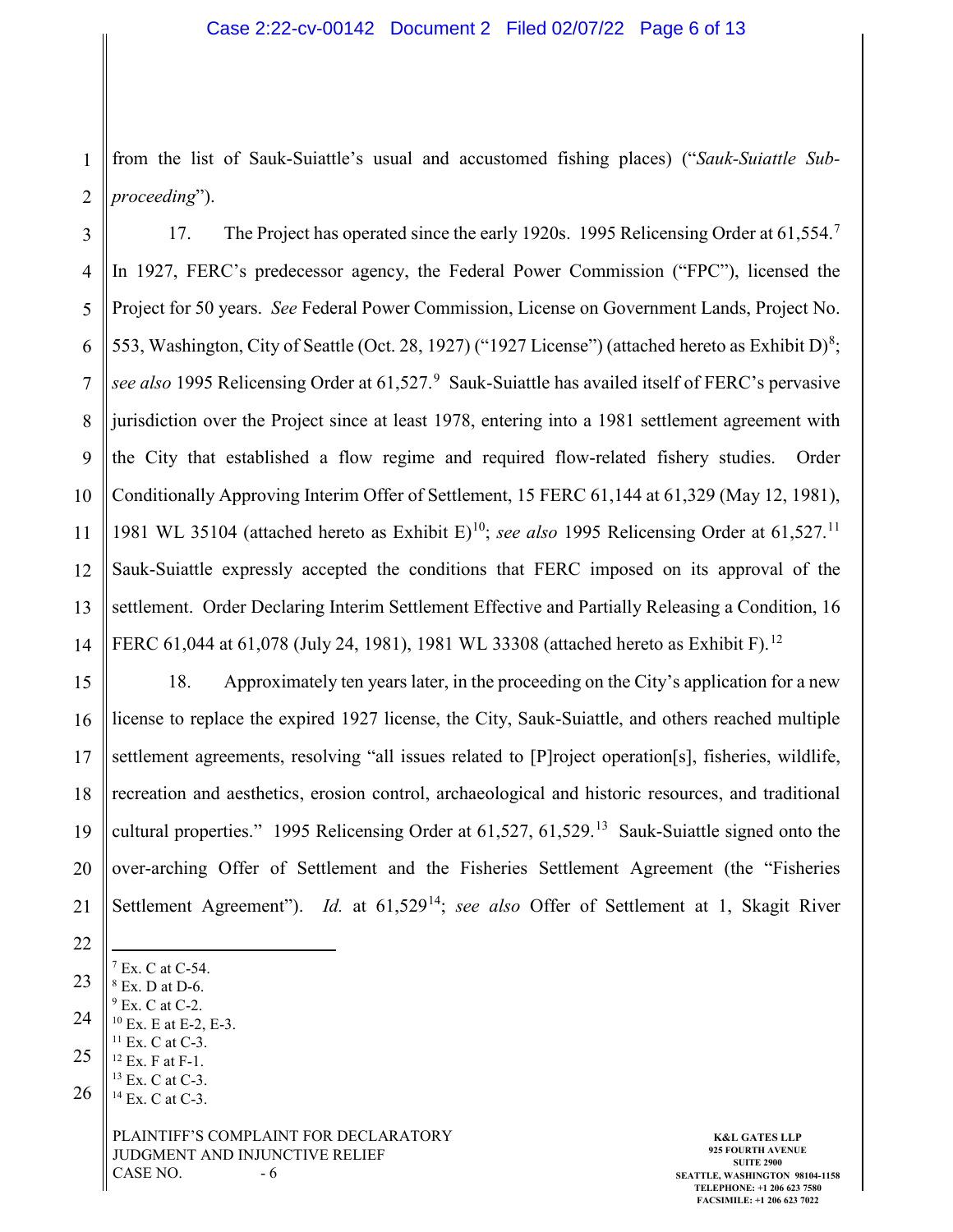from the list of Sauk-Suiattle's usual and accustomed fishing places) ("*Sauk-Suiattle Sub-proceeding*").

17. The Project has operated since the early 1920s. 1995 Relicensing Order at 61,554.[7] In 1927, FERC's predecessor agency, the Federal Power Commission ("FPC"), licensed the Project for 50 years. *See* Federal Power Commission, License on Government Lands, Project No. 553, Washington, City of Seattle (Oct. 28, 1927) ("1927 License") (attached hereto as Exhibit D)[8]; *see also* 1995 Relicensing Order at 61,527.[9] Sauk-Suiattle has availed itself of FERC's pervasive jurisdiction over the Project since at least 1978, entering into a 1981 settlement agreement with the City that established a flow regime and required flow-related fishery studies. Order Conditionally Approving Interim Offer of Settlement, 15 FERC 61,144 at 61,329 (May 12, 1981), 1981 WL 35104 (attached hereto as Exhibit E)[10]; *see also* 1995 Relicensing Order at 61,527.[11] Sauk-Suiattle expressly accepted the conditions that FERC imposed on its approval of the settlement. Order Declaring Interim Settlement Effective and Partially Releasing a Condition, 16 FERC 61,044 at 61,078 (July 24, 1981), 1981 WL 33308 (attached hereto as Exhibit F).[12]

18. Approximately ten years later, in the proceeding on the City's application for a new license to replace the expired 1927 license, the City, Sauk-Suiattle, and others reached multiple settlement agreements, resolving "all issues related to [P]roject operation[s], fisheries, wildlife, recreation and aesthetics, erosion control, archaeological and historic resources, and traditional cultural properties." 1995 Relicensing Order at 61,527, 61,529.[13] Sauk-Suiattle signed onto the over-arching Offer of Settlement and the Fisheries Settlement Agreement (the "Fisheries Settlement Agreement"). *Id.* at 61,529[14]; *see also* Offer of Settlement at 1, Skagit River

---

[7] Ex. C at C-54.
[8] Ex. D at D-6.
[9] Ex. C at C-2.
[10] Ex. E at E-2, E-3.
[11] Ex. C at C-3.
[12] Ex. F at F-1.
[13] Ex. C at C-3.
[14] Ex. C at C-3.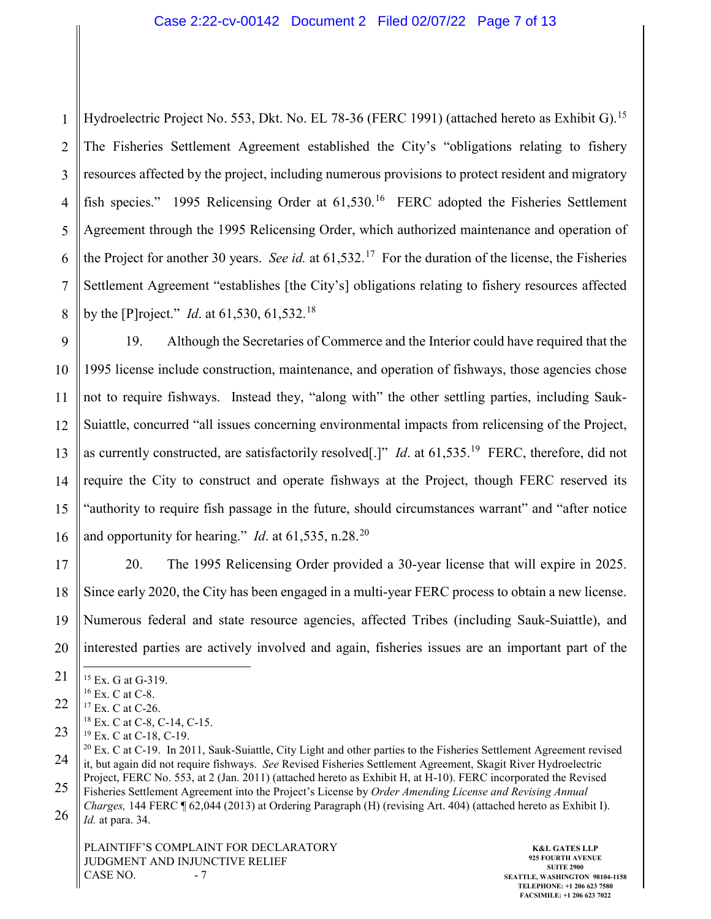Hydroelectric Project No. 553, Dkt. No. EL 78-36 (FERC 1991) (attached hereto as Exhibit G).[15] The Fisheries Settlement Agreement established the City's "obligations relating to fishery resources affected by the project, including numerous provisions to protect resident and migratory fish species." 1995 Relicensing Order at 61,530.[16] FERC adopted the Fisheries Settlement Agreement through the 1995 Relicensing Order, which authorized maintenance and operation of the Project for another 30 years. *See id.* at 61,532.[17] For the duration of the license, the Fisheries Settlement Agreement "establishes [the City's] obligations relating to fishery resources affected by the [P]roject." *Id*. at 61,530, 61,532.[18]

19. Although the Secretaries of Commerce and the Interior could have required that the 1995 license include construction, maintenance, and operation of fishways, those agencies chose not to require fishways. Instead they, "along with" the other settling parties, including Sauk-Suiattle, concurred "all issues concerning environmental impacts from relicensing of the Project, as currently constructed, are satisfactorily resolved[.]" *Id*. at 61,535.[19] FERC, therefore, did not require the City to construct and operate fishways at the Project, though FERC reserved its "authority to require fish passage in the future, should circumstances warrant" and "after notice and opportunity for hearing." *Id*. at 61,535, n.28.[20]

20. The 1995 Relicensing Order provided a 30-year license that will expire in 2025. Since early 2020, the City has been engaged in a multi-year FERC process to obtain a new license. Numerous federal and state resource agencies, affected Tribes (including Sauk-Suiattle), and interested parties are actively involved and again, fisheries issues are an important part of the

---

[15] Ex. G at G-319.

[16] Ex. C at C-8.

[17] Ex. C at C-26.

[18] Ex. C at C-8, C-14, C-15.

[19] Ex. C at C-18, C-19.

[20] Ex. C at C-19. In 2011, Sauk-Suiattle, City Light and other parties to the Fisheries Settlement Agreement revised it, but again did not require fishways. *See* Revised Fisheries Settlement Agreement, Skagit River Hydroelectric Project, FERC No. 553, at 2 (Jan. 2011) (attached hereto as Exhibit H, at H-10). FERC incorporated the Revised Fisheries Settlement Agreement into the Project's License by *Order Amending License and Revising Annual Charges,* 144 FERC ¶ 62,044 (2013) at Ordering Paragraph (H) (revising Art. 404) (attached hereto as Exhibit I). *Id.* at para. 34.

PLAINTIFF'S COMPLAINT FOR DECLARATORY JUDGMENT AND INJUNCTIVE RELIEF
CASE NO.

K&L GATES LLP
925 FOURTH AVENUE
SUITE 2900
SEATTLE, WASHINGTON 98104-1158
TELEPHONE: +1 206 623 7580
FACSIMILE: +1 206 623 7022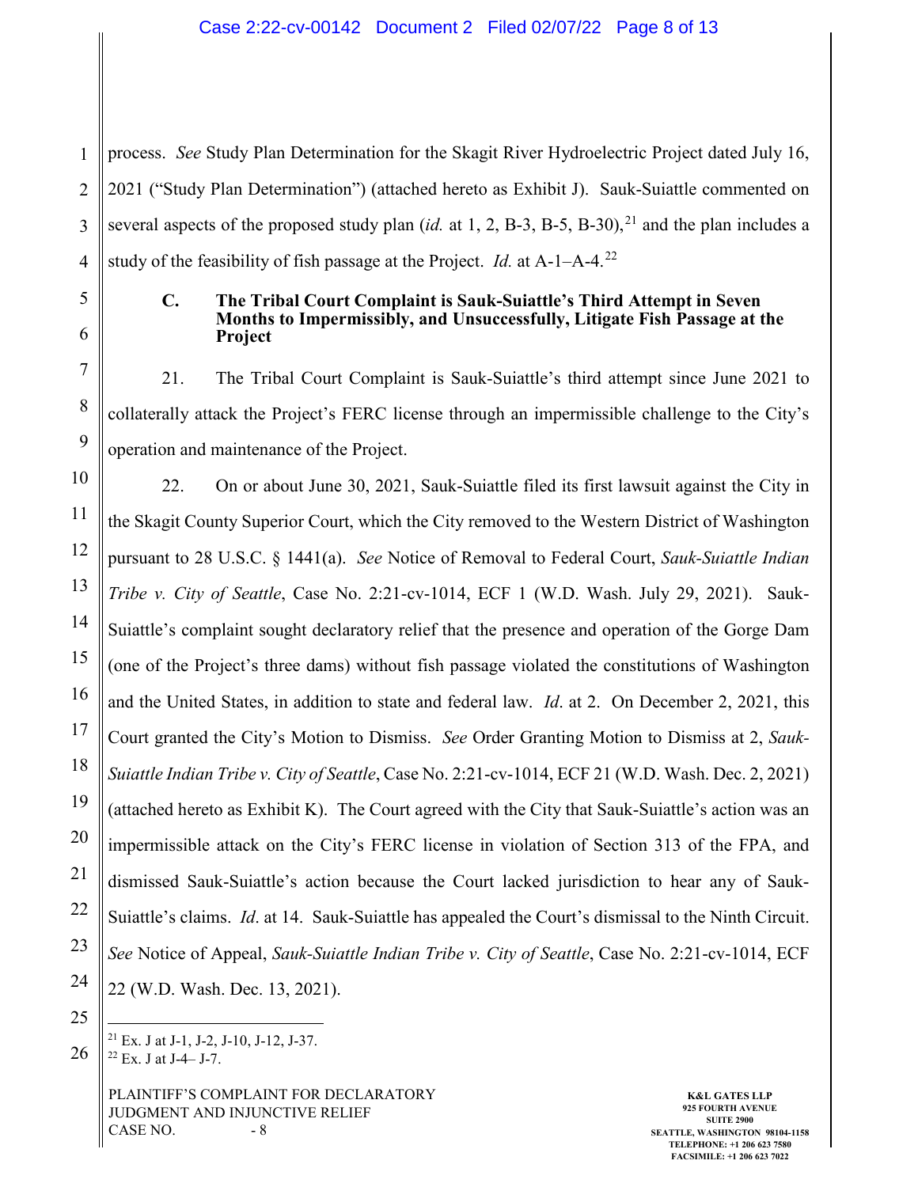process. *See* Study Plan Determination for the Skagit River Hydroelectric Project dated July 16, 2021 ("Study Plan Determination") (attached hereto as Exhibit J). Sauk-Suiattle commented on several aspects of the proposed study plan (*id.* at 1, 2, B-3, B-5, B-30),[21] and the plan includes a study of the feasibility of fish passage at the Project. *Id.* at A-1–A-4.[22]

### C. The Tribal Court Complaint is Sauk-Suiattle's Third Attempt in Seven Months to Impermissibly, and Unsuccessfully, Litigate Fish Passage at the Project

21. The Tribal Court Complaint is Sauk-Suiattle's third attempt since June 2021 to collaterally attack the Project's FERC license through an impermissible challenge to the City's operation and maintenance of the Project.

22. On or about June 30, 2021, Sauk-Suiattle filed its first lawsuit against the City in the Skagit County Superior Court, which the City removed to the Western District of Washington pursuant to 28 U.S.C. § 1441(a). *See* Notice of Removal to Federal Court, *Sauk-Suiattle Indian Tribe v. City of Seattle*, Case No. 2:21-cv-1014, ECF 1 (W.D. Wash. July 29, 2021). Sauk-Suiattle's complaint sought declaratory relief that the presence and operation of the Gorge Dam (one of the Project's three dams) without fish passage violated the constitutions of Washington and the United States, in addition to state and federal law. *Id*. at 2. On December 2, 2021, this Court granted the City's Motion to Dismiss. *See* Order Granting Motion to Dismiss at 2, *Sauk-Suiattle Indian Tribe v. City of Seattle*, Case No. 2:21-cv-1014, ECF 21 (W.D. Wash. Dec. 2, 2021) (attached hereto as Exhibit K). The Court agreed with the City that Sauk-Suiattle's action was an impermissible attack on the City's FERC license in violation of Section 313 of the FPA, and dismissed Sauk-Suiattle's action because the Court lacked jurisdiction to hear any of Sauk-Suiattle's claims. *Id*. at 14. Sauk-Suiattle has appealed the Court's dismissal to the Ninth Circuit. *See* Notice of Appeal, *Sauk-Suiattle Indian Tribe v. City of Seattle*, Case No. 2:21-cv-1014, ECF 22 (W.D. Wash. Dec. 13, 2021).

---

[21] Ex. J at J-1, J-2, J-10, J-12, J-37.

[22] Ex. J at J-4– J-7.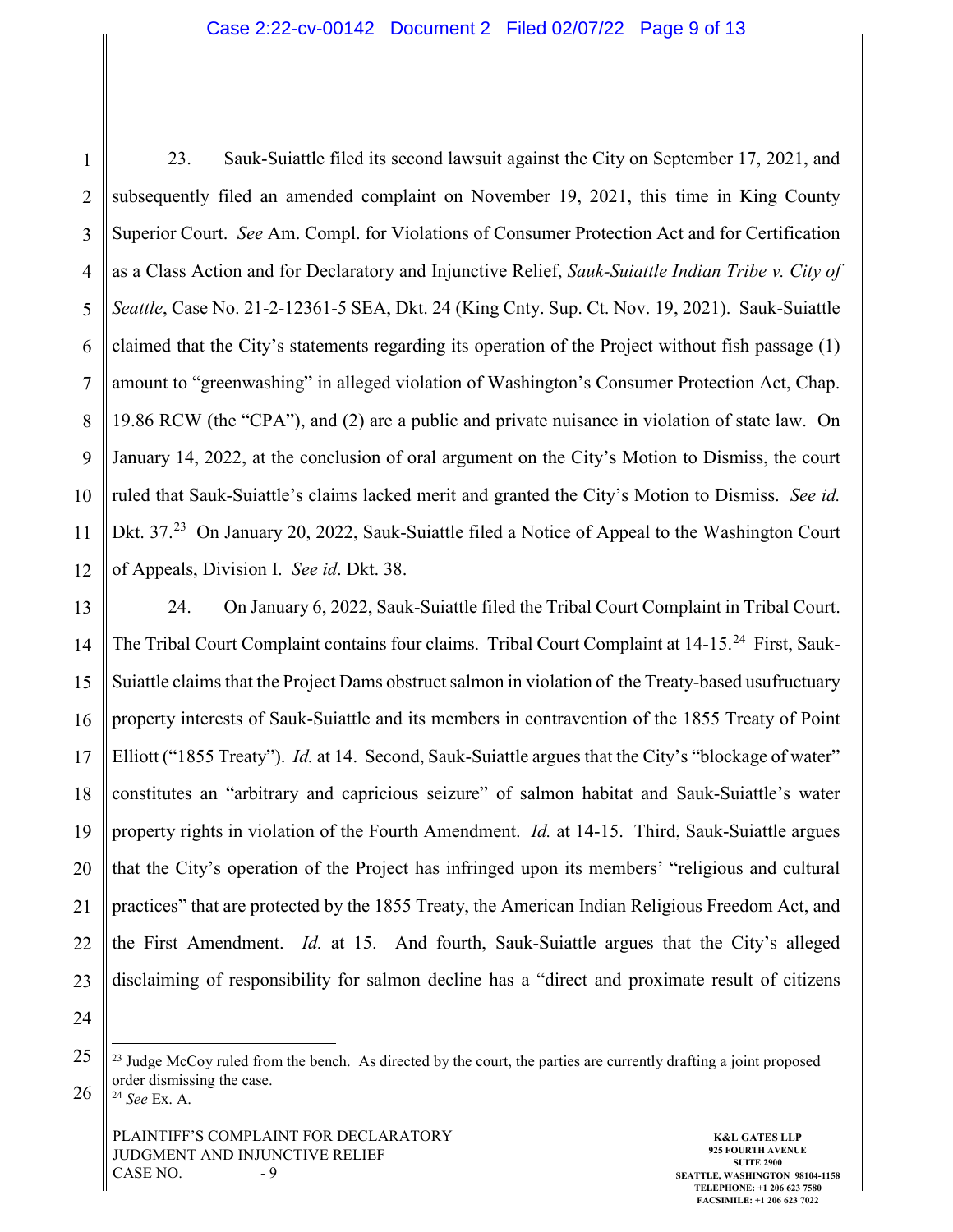23. Sauk-Suiattle filed its second lawsuit against the City on September 17, 2021, and subsequently filed an amended complaint on November 19, 2021, this time in King County Superior Court. *See* Am. Compl. for Violations of Consumer Protection Act and for Certification as a Class Action and for Declaratory and Injunctive Relief, *Sauk-Suiattle Indian Tribe v. City of Seattle*, Case No. 21-2-12361-5 SEA, Dkt. 24 (King Cnty. Sup. Ct. Nov. 19, 2021). Sauk-Suiattle claimed that the City's statements regarding its operation of the Project without fish passage (1) amount to "greenwashing" in alleged violation of Washington's Consumer Protection Act, Chap. 19.86 RCW (the "CPA"), and (2) are a public and private nuisance in violation of state law. On January 14, 2022, at the conclusion of oral argument on the City's Motion to Dismiss, the court ruled that Sauk-Suiattle's claims lacked merit and granted the City's Motion to Dismiss. *See id.* Dkt. 37.[23] On January 20, 2022, Sauk-Suiattle filed a Notice of Appeal to the Washington Court of Appeals, Division I. *See id*. Dkt. 38.

24. On January 6, 2022, Sauk-Suiattle filed the Tribal Court Complaint in Tribal Court. The Tribal Court Complaint contains four claims. Tribal Court Complaint at 14-15.[24] First, Sauk-Suiattle claims that the Project Dams obstruct salmon in violation of the Treaty-based usufructuary property interests of Sauk-Suiattle and its members in contravention of the 1855 Treaty of Point Elliott ("1855 Treaty"). *Id.* at 14. Second, Sauk-Suiattle argues that the City's "blockage of water" constitutes an "arbitrary and capricious seizure" of salmon habitat and Sauk-Suiattle's water property rights in violation of the Fourth Amendment. *Id.* at 14-15. Third, Sauk-Suiattle argues that the City's operation of the Project has infringed upon its members' "religious and cultural practices" that are protected by the 1855 Treaty, the American Indian Religious Freedom Act, and the First Amendment. *Id.* at 15. And fourth, Sauk-Suiattle argues that the City's alleged disclaiming of responsibility for salmon decline has a "direct and proximate result of citizens

---

[23] Judge McCoy ruled from the bench. As directed by the court, the parties are currently drafting a joint proposed order dismissing the case.

[24] *See* Ex. A.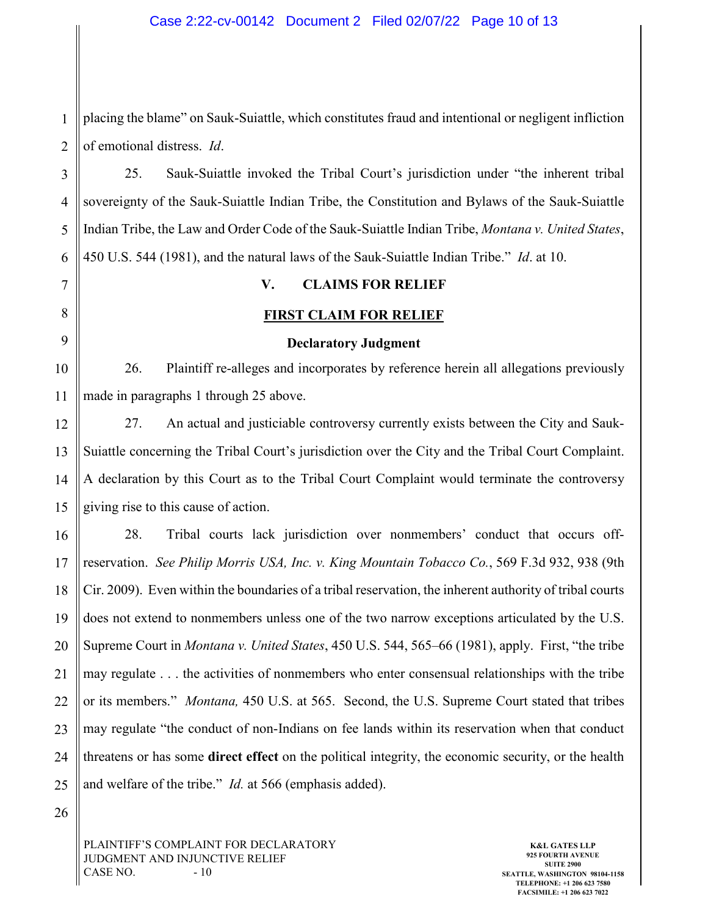placing the blame" on Sauk-Suiattle, which constitutes fraud and intentional or negligent infliction of emotional distress. *Id*.

25. Sauk-Suiattle invoked the Tribal Court's jurisdiction under "the inherent tribal sovereignty of the Sauk-Suiattle Indian Tribe, the Constitution and Bylaws of the Sauk-Suiattle Indian Tribe, the Law and Order Code of the Sauk-Suiattle Indian Tribe, *Montana v. United States*, 450 U.S. 544 (1981), and the natural laws of the Sauk-Suiattle Indian Tribe." *Id*. at 10.

## V. CLAIMS FOR RELIEF

### FIRST CLAIM FOR RELIEF

**Declaratory Judgment**

26. Plaintiff re-alleges and incorporates by reference herein all allegations previously made in paragraphs 1 through 25 above.

27. An actual and justiciable controversy currently exists between the City and Sauk-Suiattle concerning the Tribal Court's jurisdiction over the City and the Tribal Court Complaint. A declaration by this Court as to the Tribal Court Complaint would terminate the controversy giving rise to this cause of action.

28. Tribal courts lack jurisdiction over nonmembers' conduct that occurs off-reservation. *See Philip Morris USA, Inc. v. King Mountain Tobacco Co.*, 569 F.3d 932, 938 (9th Cir. 2009). Even within the boundaries of a tribal reservation, the inherent authority of tribal courts does not extend to nonmembers unless one of the two narrow exceptions articulated by the U.S. Supreme Court in *Montana v. United States*, 450 U.S. 544, 565–66 (1981), apply. First, "the tribe may regulate . . . the activities of nonmembers who enter consensual relationships with the tribe or its members." *Montana,* 450 U.S. at 565. Second, the U.S. Supreme Court stated that tribes may regulate "the conduct of non-Indians on fee lands within its reservation when that conduct threatens or has some **direct effect** on the political integrity, the economic security, or the health and welfare of the tribe." *Id.* at 566 (emphasis added).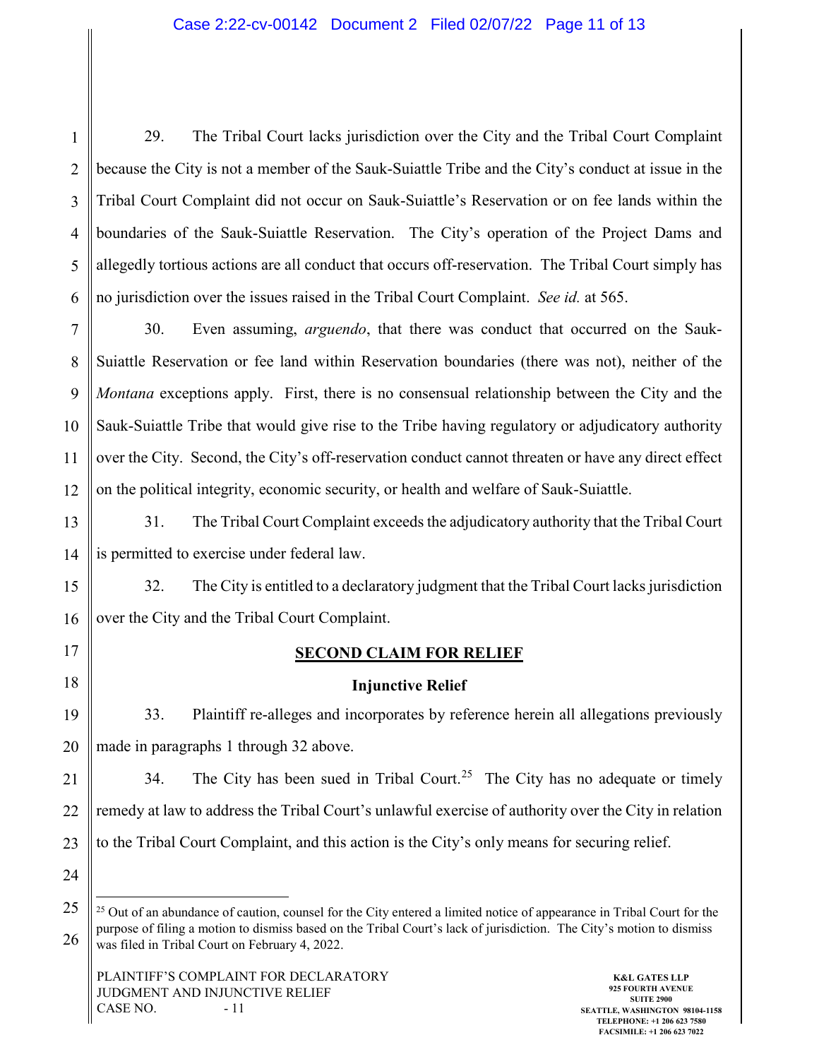29. The Tribal Court lacks jurisdiction over the City and the Tribal Court Complaint because the City is not a member of the Sauk-Suiattle Tribe and the City's conduct at issue in the Tribal Court Complaint did not occur on Sauk-Suiattle's Reservation or on fee lands within the boundaries of the Sauk-Suiattle Reservation. The City's operation of the Project Dams and allegedly tortious actions are all conduct that occurs off-reservation. The Tribal Court simply has no jurisdiction over the issues raised in the Tribal Court Complaint. *See id.* at 565.

30. Even assuming, *arguendo*, that there was conduct that occurred on the Sauk-Suiattle Reservation or fee land within Reservation boundaries (there was not), neither of the *Montana* exceptions apply. First, there is no consensual relationship between the City and the Sauk-Suiattle Tribe that would give rise to the Tribe having regulatory or adjudicatory authority over the City. Second, the City's off-reservation conduct cannot threaten or have any direct effect on the political integrity, economic security, or health and welfare of Sauk-Suiattle.

31. The Tribal Court Complaint exceeds the adjudicatory authority that the Tribal Court is permitted to exercise under federal law.

32. The City is entitled to a declaratory judgment that the Tribal Court lacks jurisdiction over the City and the Tribal Court Complaint.

## SECOND CLAIM FOR RELIEF

### Injunctive Relief

33. Plaintiff re-alleges and incorporates by reference herein all allegations previously made in paragraphs 1 through 32 above.

34. The City has been sued in Tribal Court.[25] The City has no adequate or timely remedy at law to address the Tribal Court's unlawful exercise of authority over the City in relation to the Tribal Court Complaint, and this action is the City's only means for securing relief.

---

[25] Out of an abundance of caution, counsel for the City entered a limited notice of appearance in Tribal Court for the purpose of filing a motion to dismiss based on the Tribal Court's lack of jurisdiction. The City's motion to dismiss was filed in Tribal Court on February 4, 2022.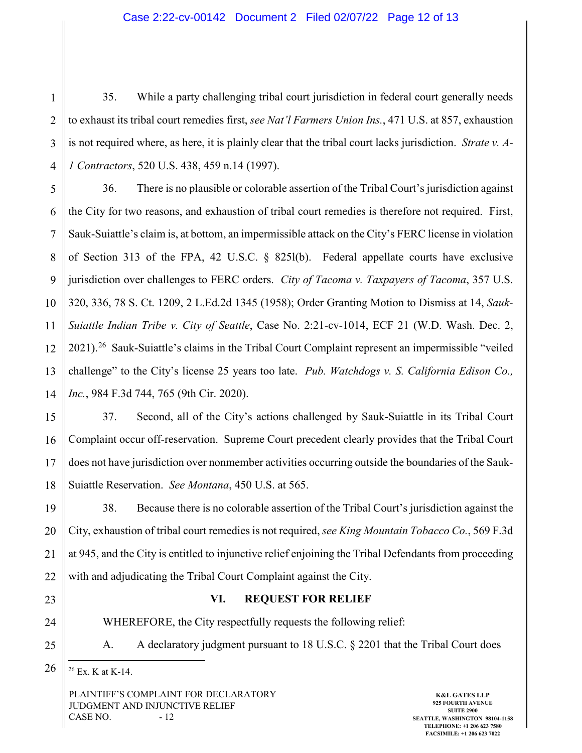35. While a party challenging tribal court jurisdiction in federal court generally needs to exhaust its tribal court remedies first, *see Nat'l Farmers Union Ins.*, 471 U.S. at 857, exhaustion is not required where, as here, it is plainly clear that the tribal court lacks jurisdiction. *Strate v. A-1 Contractors*, 520 U.S. 438, 459 n.14 (1997).

36. There is no plausible or colorable assertion of the Tribal Court's jurisdiction against the City for two reasons, and exhaustion of tribal court remedies is therefore not required. First, Sauk-Suiattle's claim is, at bottom, an impermissible attack on the City's FERC license in violation of Section 313 of the FPA, 42 U.S.C. § 825l(b). Federal appellate courts have exclusive jurisdiction over challenges to FERC orders. *City of Tacoma v. Taxpayers of Tacoma*, 357 U.S. 320, 336, 78 S. Ct. 1209, 2 L.Ed.2d 1345 (1958); Order Granting Motion to Dismiss at 14, *Sauk-Suiattle Indian Tribe v. City of Seattle*, Case No. 2:21-cv-1014, ECF 21 (W.D. Wash. Dec. 2, 2021).[26] Sauk-Suiattle's claims in the Tribal Court Complaint represent an impermissible "veiled challenge" to the City's license 25 years too late. *Pub. Watchdogs v. S. California Edison Co., Inc.*, 984 F.3d 744, 765 (9th Cir. 2020).

37. Second, all of the City's actions challenged by Sauk-Suiattle in its Tribal Court Complaint occur off-reservation. Supreme Court precedent clearly provides that the Tribal Court does not have jurisdiction over nonmember activities occurring outside the boundaries of the Sauk-Suiattle Reservation. *See Montana*, 450 U.S. at 565.

38. Because there is no colorable assertion of the Tribal Court's jurisdiction against the City, exhaustion of tribal court remedies is not required, *see King Mountain Tobacco Co.*, 569 F.3d at 945, and the City is entitled to injunctive relief enjoining the Tribal Defendants from proceeding with and adjudicating the Tribal Court Complaint against the City.

## VI. REQUEST FOR RELIEF

WHEREFORE, the City respectfully requests the following relief:

A. A declaratory judgment pursuant to 18 U.S.C. § 2201 that the Tribal Court does

---

[26] Ex. K at K-14.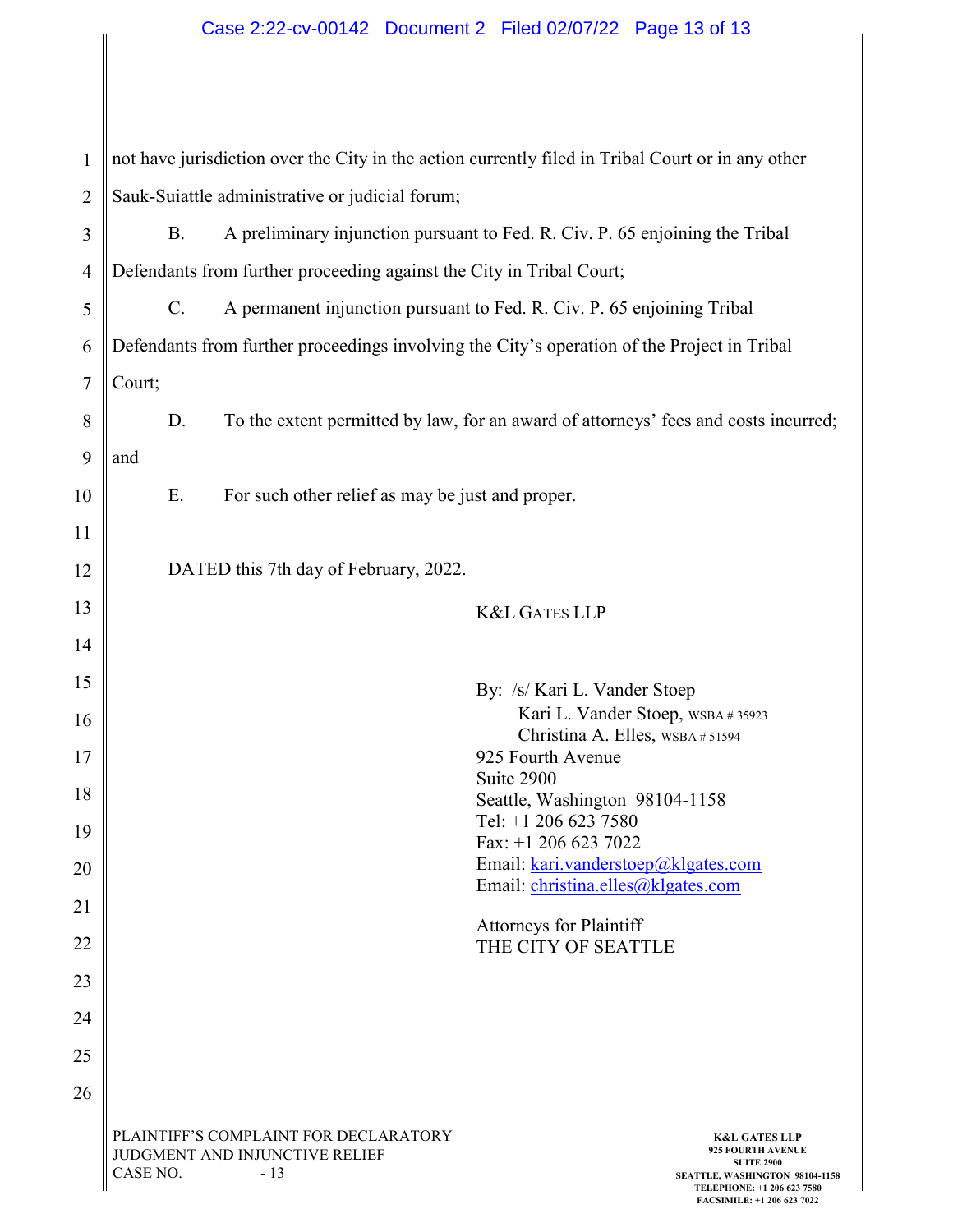not have jurisdiction over the City in the action currently filed in Tribal Court or in any other Sauk-Suiattle administrative or judicial forum;

B. A preliminary injunction pursuant to Fed. R. Civ. P. 65 enjoining the Tribal Defendants from further proceeding against the City in Tribal Court;

C. A permanent injunction pursuant to Fed. R. Civ. P. 65 enjoining Tribal Defendants from further proceedings involving the City's operation of the Project in Tribal Court;

D. To the extent permitted by law, for an award of attorneys' fees and costs incurred; and

E. For such other relief as may be just and proper.

DATED this 7th day of February, 2022.

K&L GATES LLP

By: /s/ Kari L. Vander Stoep
Kari L. Vander Stoep, WSBA # 35923
Christina A. Elles, WSBA # 51594
925 Fourth Avenue
Suite 2900
Seattle, Washington 98104-1158
Tel: +1 206 623 7580
Fax: +1 206 623 7022
Email: kari.vanderstoep@klgates.com
Email: christina.elles@klgates.com

Attorneys for Plaintiff
THE CITY OF SEATTLE